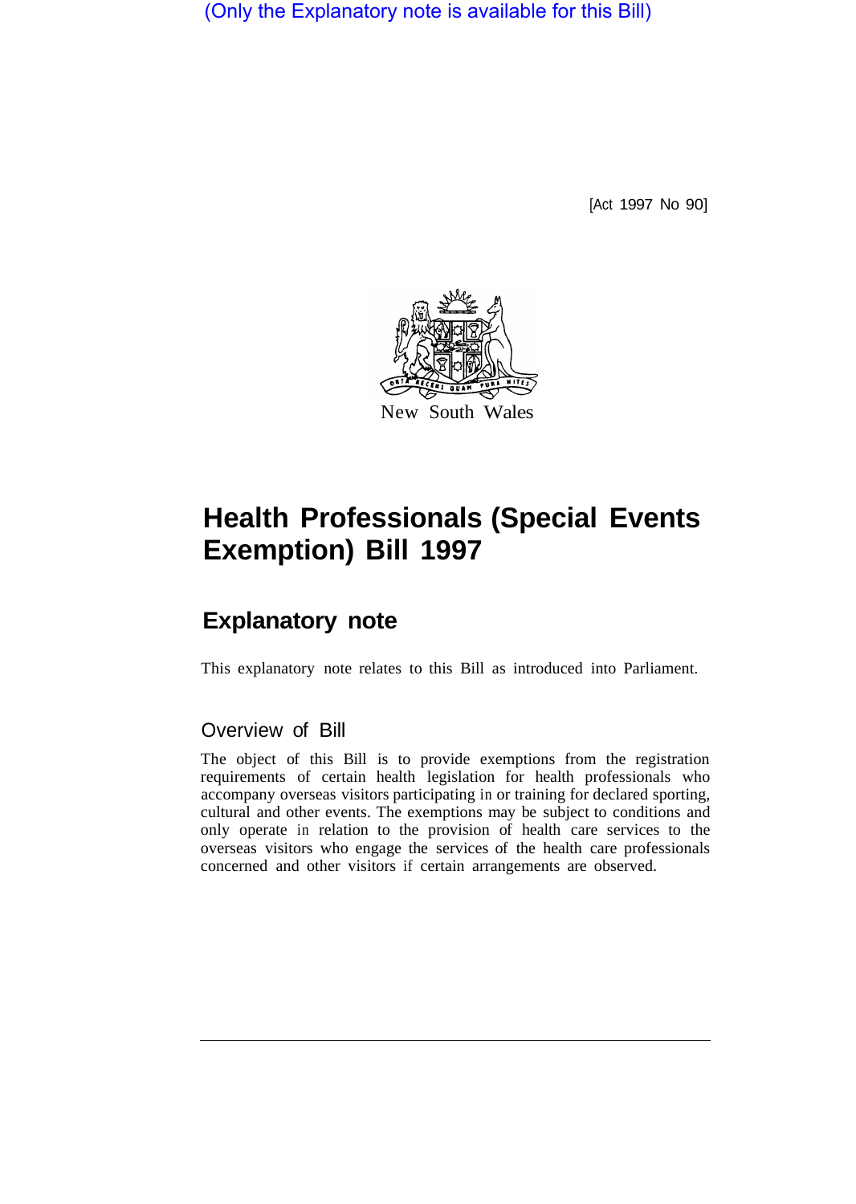(Only the Explanatory note is available for this Bill)

[Act 1997 No 90]

New South Wales

# Health Professionals (Special Events Exemption) Bill 1997

## Explanatory note

This explanatory note relates to this Bill as introduced into Parliament.

### Overview of Bill

The object of this Bill is to provide exemptions from the registration requirements of certain health legislation for health professionals who accompany overseas visitors participating in or training for declared sporting, cultural and other events. The exemptions may be subject to conditions and only operate in relation to the provision of health care services to the overseas visitors who engage the services of the health care professionals concerned and other visitors if certain arrangements are observed.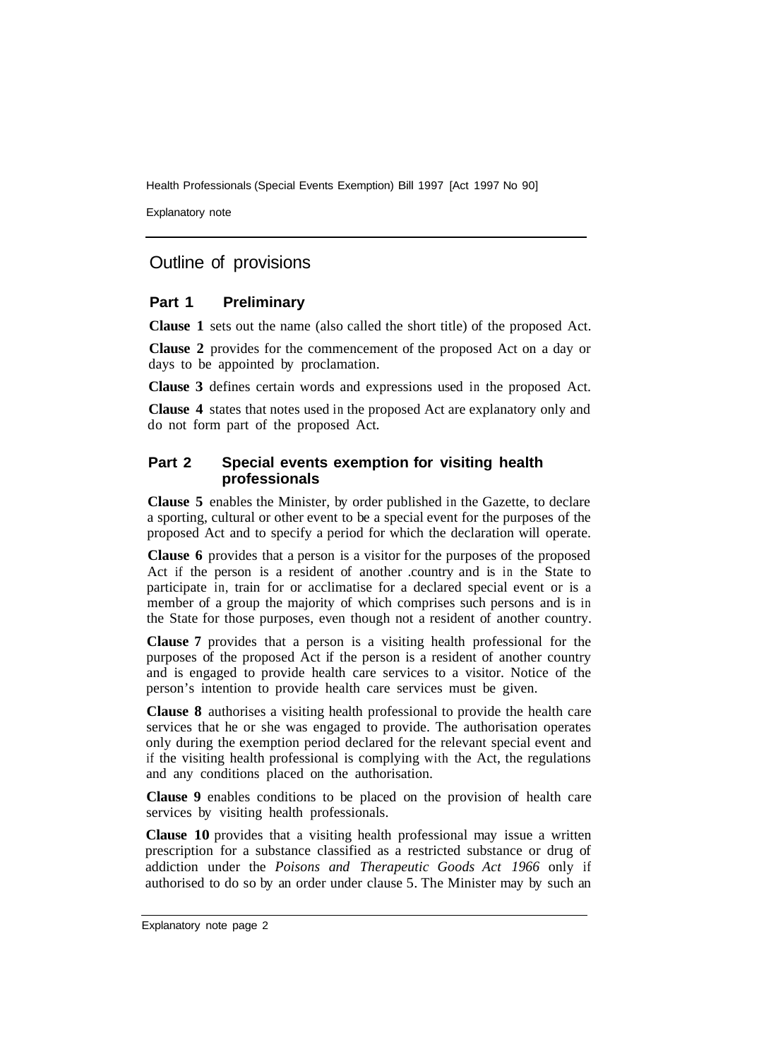## Outline of provisions

### Part 1 Preliminary

**Clause 1** sets out the name (also called the short title) of the proposed Act.

**Clause 2** provides for the commencement of the proposed Act on a day or days to be appointed by proclamation.

**Clause 3** defines certain words and expressions used in the proposed Act.

**Clause 4** states that notes used in the proposed Act are explanatory only and do not form part of the proposed Act.

### Part 2 Special events exemption for visiting health professionals

**Clause 5** enables the Minister, by order published in the Gazette, to declare a sporting, cultural or other event to be a special event for the purposes of the proposed Act and to specify a period for which the declaration will operate.

**Clause 6** provides that a person is a visitor for the purposes of the proposed Act if the person is a resident of another .country and is in the State to participate in, train for or acclimatise for a declared special event or is a member of a group the majority of which comprises such persons and is in the State for those purposes, even though not a resident of another country.

**Clause 7** provides that a person is a visiting health professional for the purposes of the proposed Act if the person is a resident of another country and is engaged to provide health care services to a visitor. Notice of the person's intention to provide health care services must be given.

**Clause 8** authorises a visiting health professional to provide the health care services that he or she was engaged to provide. The authorisation operates only during the exemption period declared for the relevant special event and if the visiting health professional is complying with the Act, the regulations and any conditions placed on the authorisation.

**Clause 9** enables conditions to be placed on the provision of health care services by visiting health professionals.

**Clause 10** provides that a visiting health professional may issue a written prescription for a substance classified as a restricted substance or drug of addiction under the *Poisons and Therapeutic Goods Act 1966* only if authorised to do so by an order under clause 5. The Minister may by such an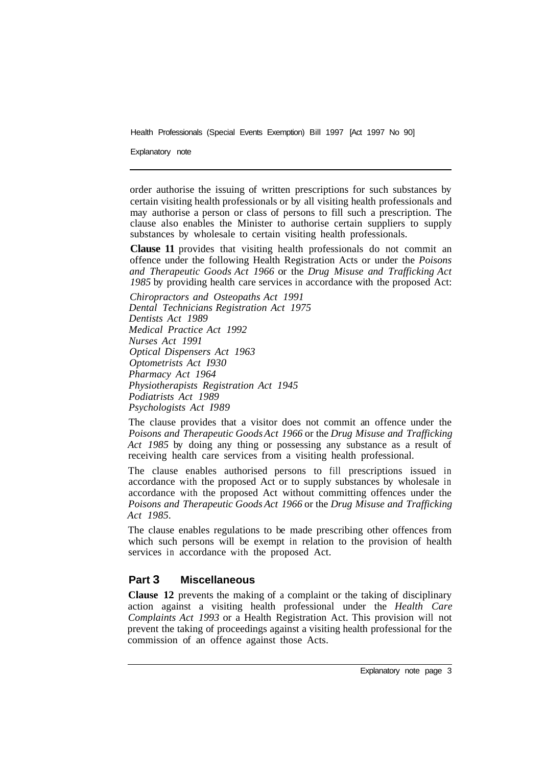order authorise the issuing of written prescriptions for such substances by certain visiting health professionals or by all visiting health professionals and may authorise a person or class of persons to fill such a prescription. The clause also enables the Minister to authorise certain suppliers to supply substances by wholesale to certain visiting health professionals.

**Clause 11** provides that visiting health professionals do not commit an offence under the following Health Registration Acts or under the *Poisons and Therapeutic Goods Act 1966* or the *Drug Misuse and Trafficking Act 1985* by providing health care services in accordance with the proposed Act:

*Chiropractors and Osteopaths Act 1991*
*Dental Technicians Registration Act 1975*
*Dentists Act 1989*
*Medical Practice Act 1992*
*Nurses Act 1991*
*Optical Dispensers Act 1963*
*Optometrists Act 1930*
*Pharmacy Act 1964*
*Physiotherapists Registration Act 1945*
*Podiatrists Act 1989*
*Psychologists Act 1989*

The clause provides that a visitor does not commit an offence under the *Poisons and Therapeutic Goods Act 1966* or the *Drug Misuse and Trafficking Act 1985* by doing any thing or possessing any substance as a result of receiving health care services from a visiting health professional.

The clause enables authorised persons to fill prescriptions issued in accordance with the proposed Act or to supply substances by wholesale in accordance with the proposed Act without committing offences under the *Poisons and Therapeutic Goods Act 1966* or the *Drug Misuse and Trafficking Act 1985*.

The clause enables regulations to be made prescribing other offences from which such persons will be exempt in relation to the provision of health services in accordance with the proposed Act.

## Part 3 Miscellaneous

**Clause 12** prevents the making of a complaint or the taking of disciplinary action against a visiting health professional under the *Health Care Complaints Act 1993* or a Health Registration Act. This provision will not prevent the taking of proceedings against a visiting health professional for the commission of an offence against those Acts.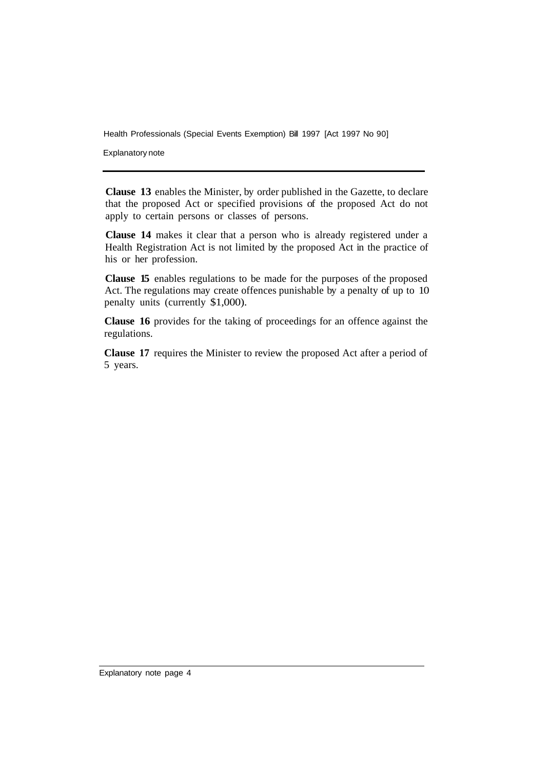**Clause 13** enables the Minister, by order published in the Gazette, to declare that the proposed Act or specified provisions of the proposed Act do not apply to certain persons or classes of persons.

**Clause 14** makes it clear that a person who is already registered under a Health Registration Act is not limited by the proposed Act in the practice of his or her profession.

**Clause 15** enables regulations to be made for the purposes of the proposed Act. The regulations may create offences punishable by a penalty of up to 10 penalty units (currently $1,000).

**Clause 16** provides for the taking of proceedings for an offence against the regulations.

**Clause 17** requires the Minister to review the proposed Act after a period of 5 years.